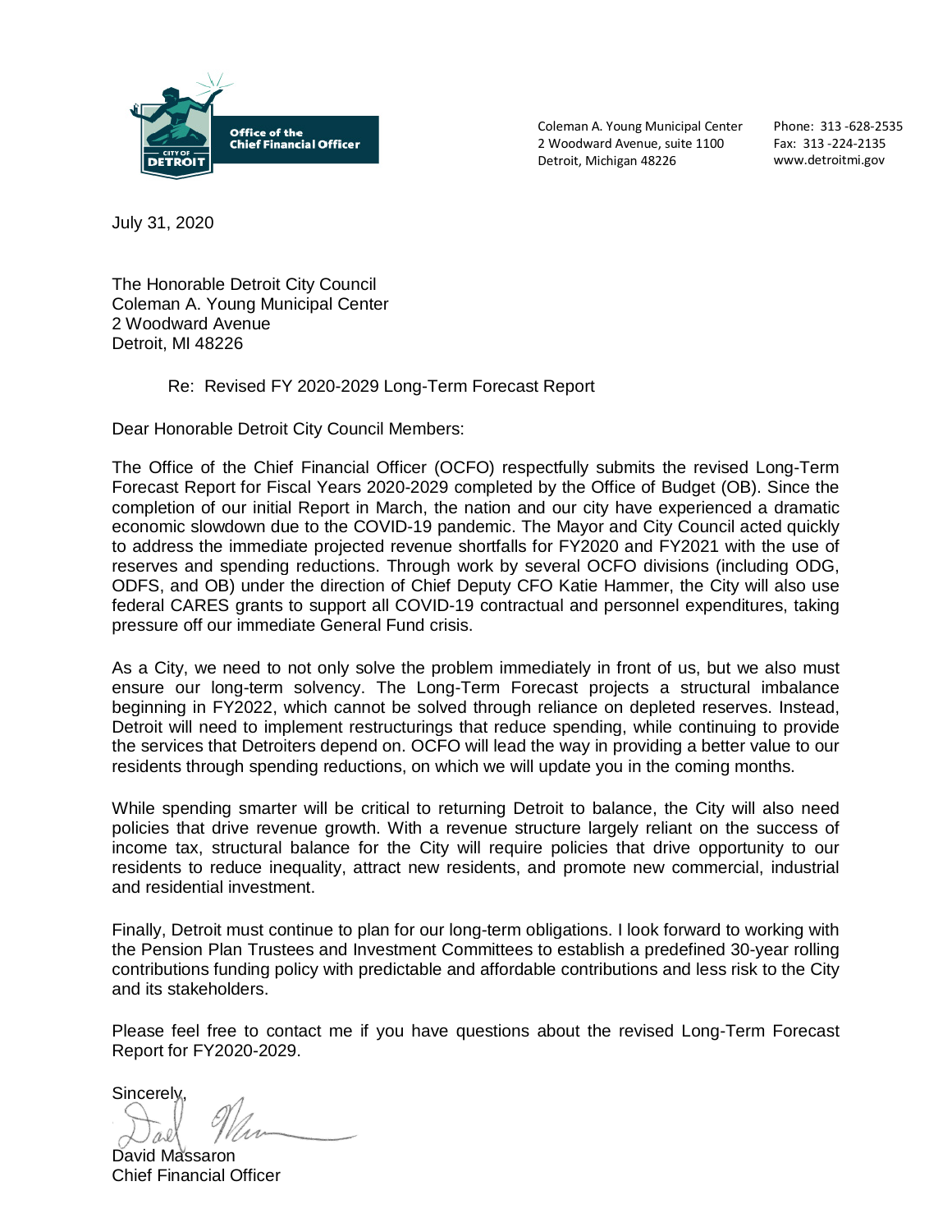Office of the Chief Financial Officer
CITY OF DETROIT

Coleman A. Young Municipal Center
2 Woodward Avenue, suite 1100
Detroit, Michigan 48226

Phone: 313 -628-2535
Fax: 313 -224-2135
www.detroitmi.gov

July 31, 2020

The Honorable Detroit City Council
Coleman A. Young Municipal Center
2 Woodward Avenue
Detroit, MI 48226

Re: Revised FY 2020-2029 Long-Term Forecast Report

Dear Honorable Detroit City Council Members:

The Office of the Chief Financial Officer (OCFO) respectfully submits the revised Long-Term Forecast Report for Fiscal Years 2020-2029 completed by the Office of Budget (OB). Since the completion of our initial Report in March, the nation and our city have experienced a dramatic economic slowdown due to the COVID-19 pandemic. The Mayor and City Council acted quickly to address the immediate projected revenue shortfalls for FY2020 and FY2021 with the use of reserves and spending reductions. Through work by several OCFO divisions (including ODG, ODFS, and OB) under the direction of Chief Deputy CFO Katie Hammer, the City will also use federal CARES grants to support all COVID-19 contractual and personnel expenditures, taking pressure off our immediate General Fund crisis.

As a City, we need to not only solve the problem immediately in front of us, but we also must ensure our long-term solvency. The Long-Term Forecast projects a structural imbalance beginning in FY2022, which cannot be solved through reliance on depleted reserves. Instead, Detroit will need to implement restructurings that reduce spending, while continuing to provide the services that Detroiters depend on. OCFO will lead the way in providing a better value to our residents through spending reductions, on which we will update you in the coming months.

While spending smarter will be critical to returning Detroit to balance, the City will also need policies that drive revenue growth. With a revenue structure largely reliant on the success of income tax, structural balance for the City will require policies that drive opportunity to our residents to reduce inequality, attract new residents, and promote new commercial, industrial and residential investment.

Finally, Detroit must continue to plan for our long-term obligations. I look forward to working with the Pension Plan Trustees and Investment Committees to establish a predefined 30-year rolling contributions funding policy with predictable and affordable contributions and less risk to the City and its stakeholders.

Please feel free to contact me if you have questions about the revised Long-Term Forecast Report for FY2020-2029.

Sincerely,

David Massaron
Chief Financial Officer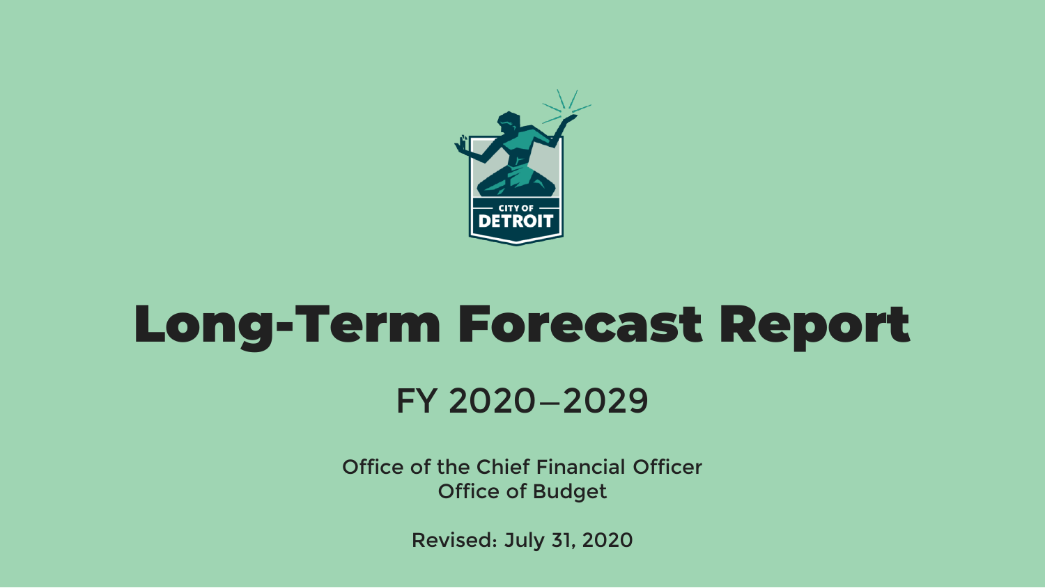# Long-Term Forecast Report

## FY 2020–2029

Office of the Chief Financial Officer
Office of Budget

Revised: July 31, 2020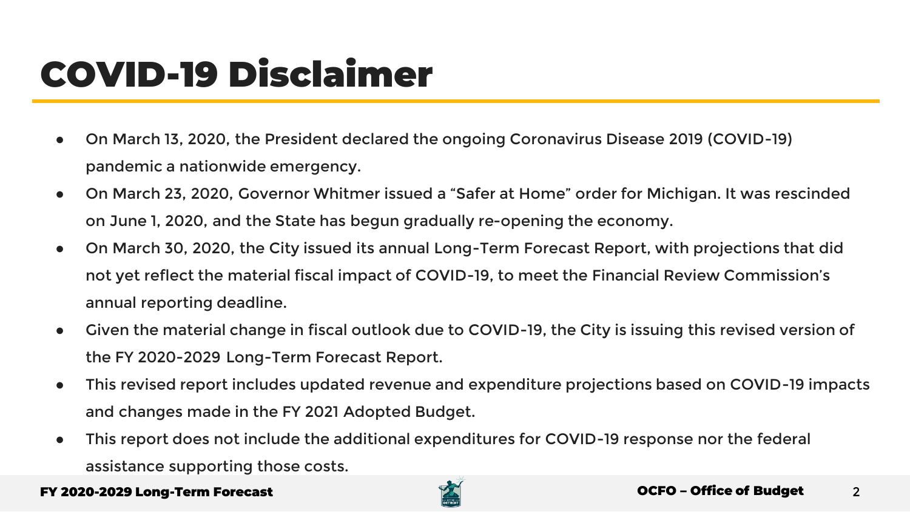# COVID-19 Disclaimer

- On March 13, 2020, the President declared the ongoing Coronavirus Disease 2019 (COVID-19) pandemic a nationwide emergency.
- On March 23, 2020, Governor Whitmer issued a "Safer at Home" order for Michigan. It was rescinded on June 1, 2020, and the State has begun gradually re-opening the economy.
- On March 30, 2020, the City issued its annual Long-Term Forecast Report, with projections that did not yet reflect the material fiscal impact of COVID-19, to meet the Financial Review Commission's annual reporting deadline.
- Given the material change in fiscal outlook due to COVID-19, the City is issuing this revised version of the FY 2020-2029 Long-Term Forecast Report.
- This revised report includes updated revenue and expenditure projections based on COVID-19 impacts and changes made in the FY 2021 Adopted Budget.
- This report does not include the additional expenditures for COVID-19 response nor the federal assistance supporting those costs.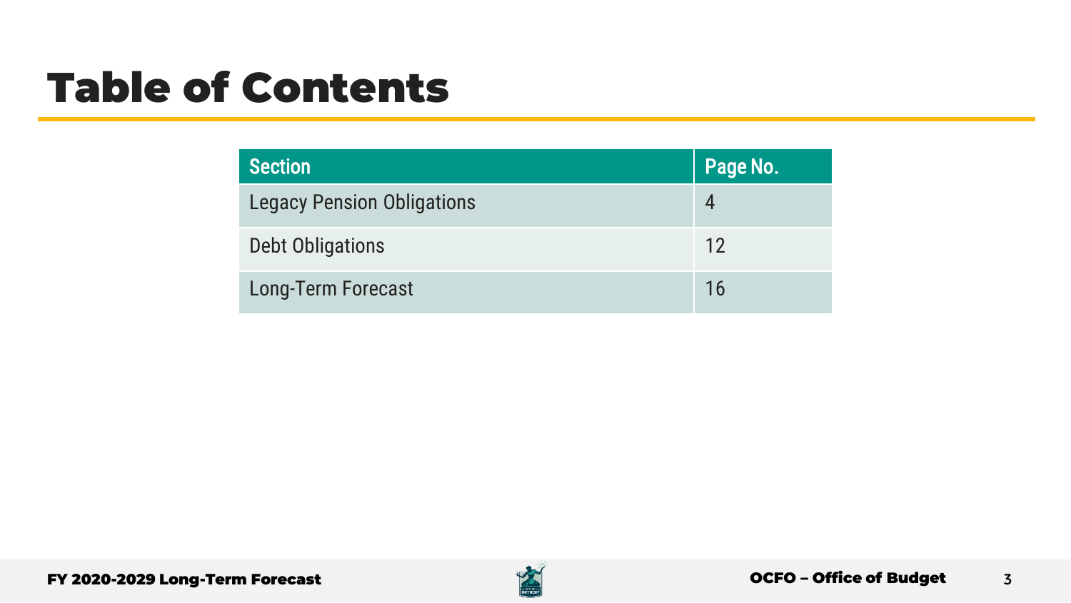# Table of Contents

| Section | Page No. |
|---|---|
| Legacy Pension Obligations | 4 |
| Debt Obligations | 12 |
| Long-Term Forecast | 16 |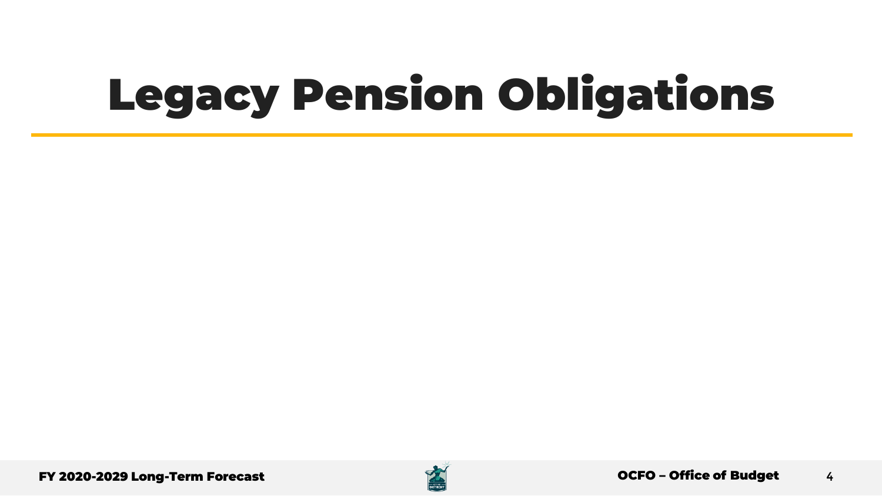# Legacy Pension Obligations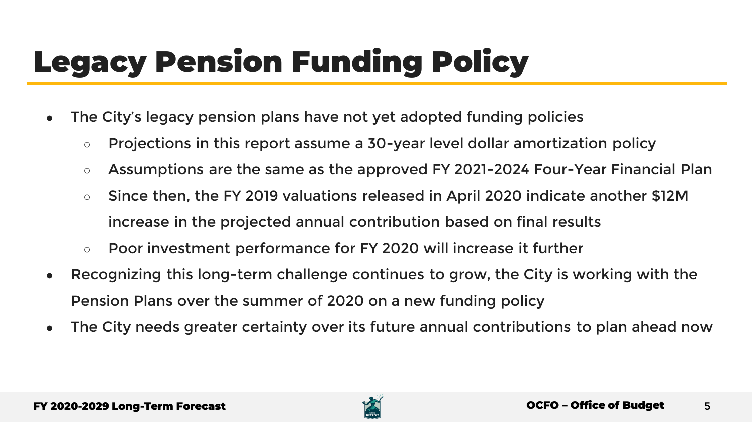# Legacy Pension Funding Policy

- The City's legacy pension plans have not yet adopted funding policies
  - Projections in this report assume a 30-year level dollar amortization policy
  - Assumptions are the same as the approved FY 2021-2024 Four-Year Financial Plan
  - Since then, the FY 2019 valuations released in April 2020 indicate another $12M increase in the projected annual contribution based on final results
  - Poor investment performance for FY 2020 will increase it further
- Recognizing this long-term challenge continues to grow, the City is working with the Pension Plans over the summer of 2020 on a new funding policy
- The City needs greater certainty over its future annual contributions to plan ahead now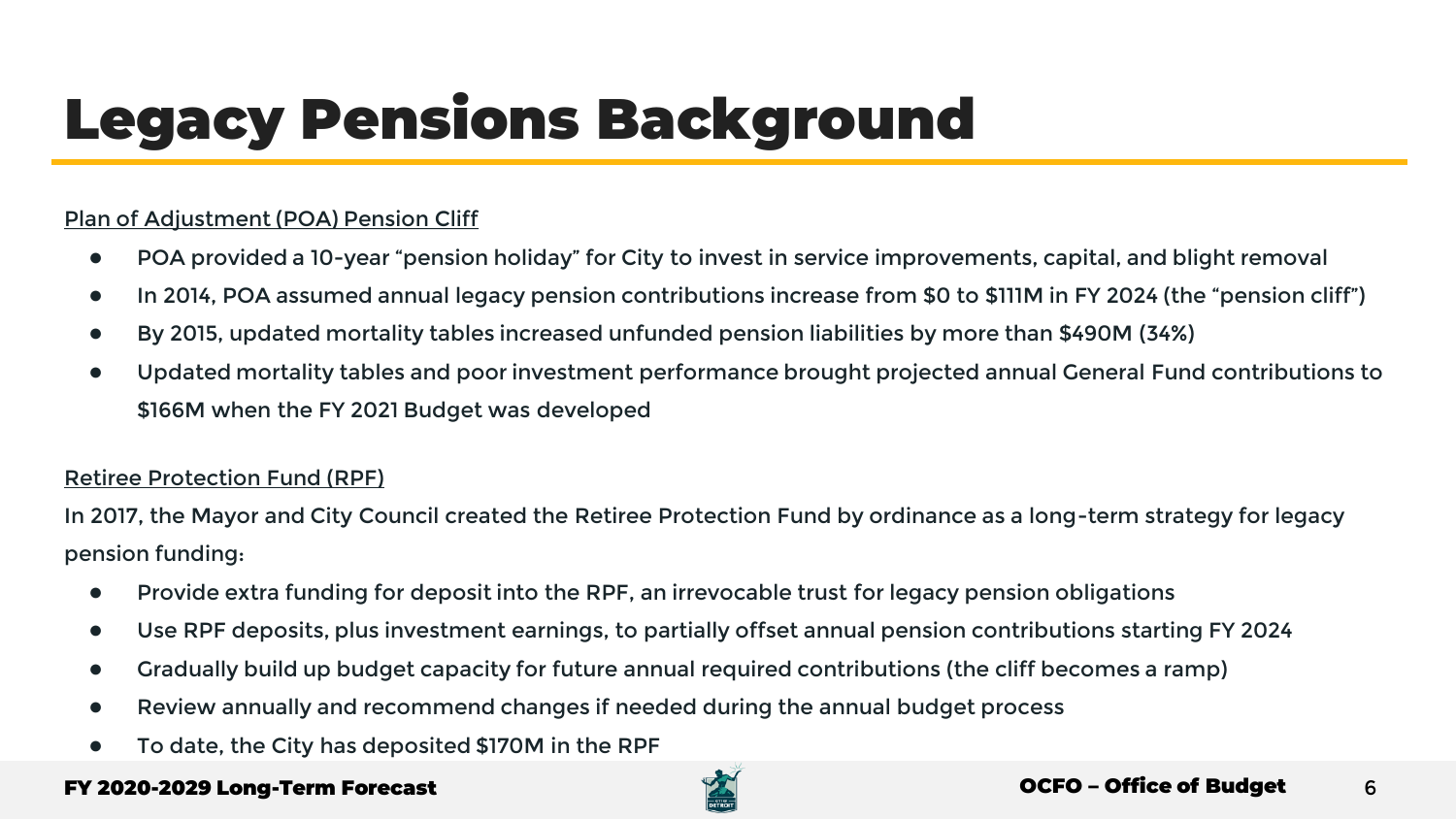# Legacy Pensions Background

Plan of Adjustment (POA) Pension Cliff

- POA provided a 10-year "pension holiday" for City to invest in service improvements, capital, and blight removal
- In 2014, POA assumed annual legacy pension contributions increase from $0 to $111M in FY 2024 (the "pension cliff")
- By 2015, updated mortality tables increased unfunded pension liabilities by more than $490M (34%)
- Updated mortality tables and poor investment performance brought projected annual General Fund contributions to $166M when the FY 2021 Budget was developed

Retiree Protection Fund (RPF)

In 2017, the Mayor and City Council created the Retiree Protection Fund by ordinance as a long-term strategy for legacy pension funding:

- Provide extra funding for deposit into the RPF, an irrevocable trust for legacy pension obligations
- Use RPF deposits, plus investment earnings, to partially offset annual pension contributions starting FY 2024
- Gradually build up budget capacity for future annual required contributions (the cliff becomes a ramp)
- Review annually and recommend changes if needed during the annual budget process
- To date, the City has deposited $170M in the RPF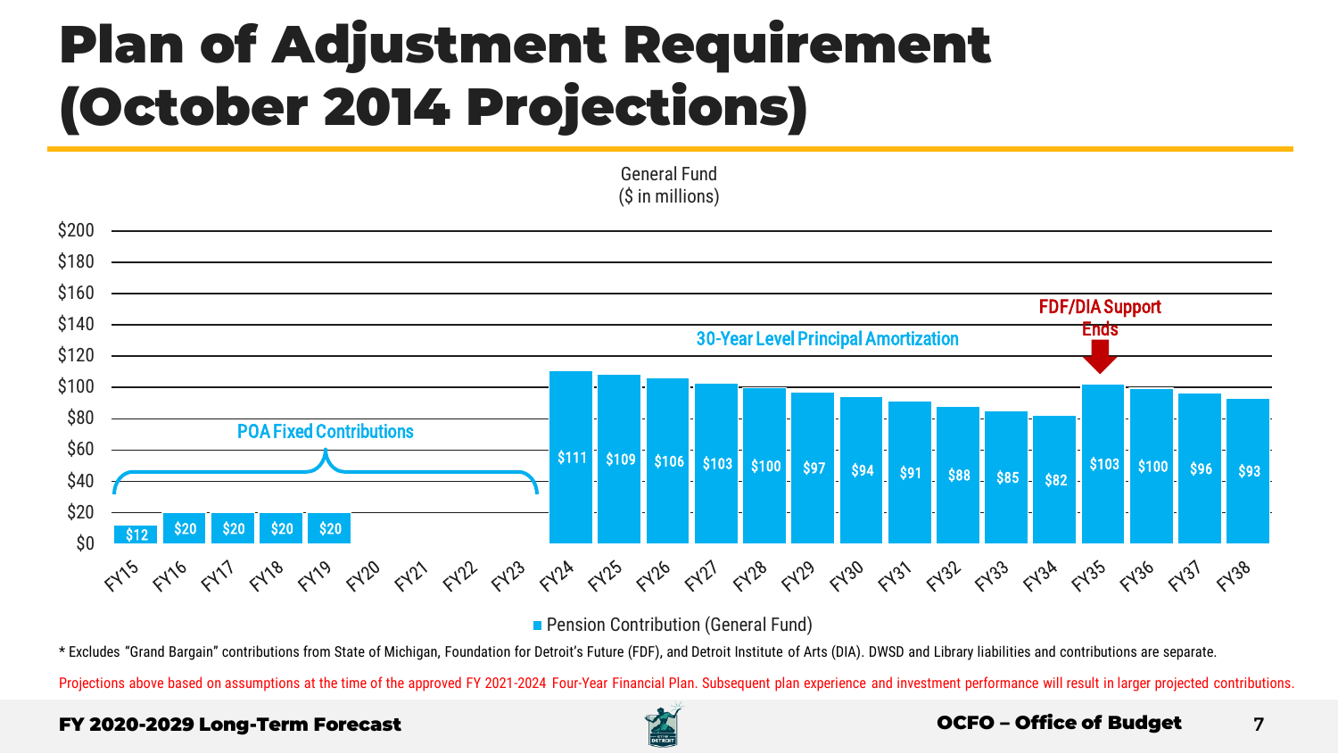# Plan of Adjustment Requirement (October 2014 Projections)

General Fund
($ in millions)

| Fiscal Year | Pension Contribution (General Fund) |
|---|---|
| FY15 | $12 |
| FY16 | $20 |
| FY17 | $20 |
| FY18 | $20 |
| FY19 | $20 |
| FY20 | |
| FY21 | |
| FY22 | |
| FY23 | |
| FY24 | $111 |
| FY25 | $109 |
| FY26 | $106 |
| FY27 | $103 |
| FY28 | $100 |
| FY29 | $97 |
| FY30 | $94 |
| FY31 | $91 |
| FY32 | $88 |
| FY33 | $85 |
| FY34 | $82 |
| FY35 | $103 |
| FY36 | $100 |
| FY37 | $96 |
| FY38 | $93 |

POA Fixed Contributions (FY15–FY23)

30-Year Level Principal Amortization (FY24–FY38)

FDF/DIA Support Ends (FY35)

* Excludes "Grand Bargain" contributions from State of Michigan, Foundation for Detroit's Future (FDF), and Detroit Institute of Arts (DIA). DWSD and Library liabilities and contributions are separate.

Projections above based on assumptions at the time of the approved FY 2021-2024 Four-Year Financial Plan. Subsequent plan experience and investment performance will result in larger projected contributions.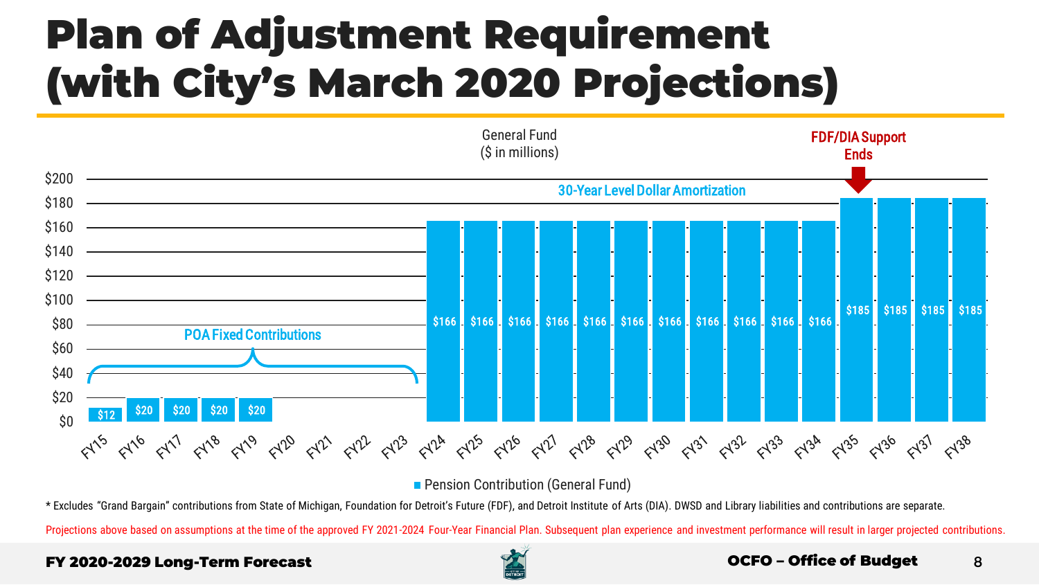# Plan of Adjustment Requirement (with City's March 2020 Projections)

General Fund
($ in millions)

| Fiscal Year | Pension Contribution (General Fund) |
|---|---|
| FY15 | $12 |
| FY16 | $20 |
| FY17 | $20 |
| FY18 | $20 |
| FY19 | $20 |
| FY20 | |
| FY21 | |
| FY22 | |
| FY23 | |
| FY24 | $166 |
| FY25 | $166 |
| FY26 | $166 |
| FY27 | $166 |
| FY28 | $166 |
| FY29 | $166 |
| FY30 | $166 |
| FY31 | $166 |
| FY32 | $166 |
| FY33 | $166 |
| FY34 | $166 |
| FY35 | $185 |
| FY36 | $185 |
| FY37 | $185 |
| FY38 | $185 |

POA Fixed Contributions (FY15–FY23)

30-Year Level Dollar Amortization (FY24–FY38)

FDF/DIA Support Ends (FY35)

* Excludes "Grand Bargain" contributions from State of Michigan, Foundation for Detroit's Future (FDF), and Detroit Institute of Arts (DIA). DWSD and Library liabilities and contributions are separate.

Projections above based on assumptions at the time of the approved FY 2021-2024 Four-Year Financial Plan. Subsequent plan experience and investment performance will result in larger projected contributions.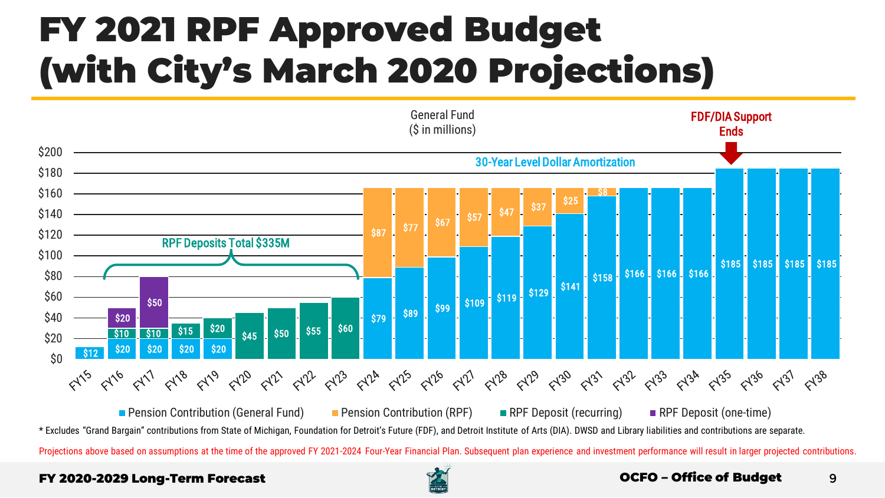# FY 2021 RPF Approved Budget (with City's March 2020 Projections)

General Fund
($ in millions)

| Fiscal Year | Pension Contribution (General Fund) | Pension Contribution (RPF) | RPF Deposit (recurring) | RPF Deposit (one-time) |
|---|---|---|---|---|
| FY15 | $12 | | | |
| FY16 | $20 | | $10 | $20 |
| FY17 | $20 | | $10 | $50 |
| FY18 | $20 | | $15 | |
| FY19 | $20 | | $20 | |
| FY20 | | | $45 | |
| FY21 | | | $50 | |
| FY22 | | | $55 | |
| FY23 | | | $60 | |
| FY24 | $79 | $87 | | |
| FY25 | $89 | $77 | | |
| FY26 | $99 | $67 | | |
| FY27 | $109 | $57 | | |
| FY28 | $119 | $47 | | |
| FY29 | $129 | $37 | | |
| FY30 | $141 | $25 | | |
| FY31 | $158 | $8 | | |
| FY32 | $166 | | | |
| FY33 | $166 | | | |
| FY34 | $166 | | | |
| FY35 | $185 | | | |
| FY36 | $185 | | | |
| FY37 | $185 | | | |
| FY38 | $185 | | | |

RPF Deposits Total $335M

30-Year Level Dollar Amortization

FDF/DIA Support Ends (FY35)

* Excludes "Grand Bargain" contributions from State of Michigan, Foundation for Detroit's Future (FDF), and Detroit Institute of Arts (DIA). DWSD and Library liabilities and contributions are separate.

Projections above based on assumptions at the time of the approved FY 2021-2024 Four-Year Financial Plan. Subsequent plan experience and investment performance will result in larger projected contributions.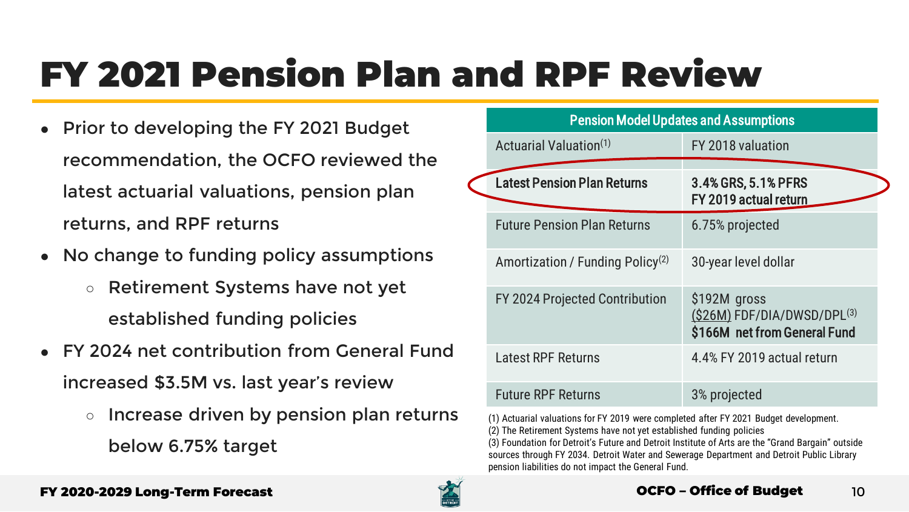# FY 2021 Pension Plan and RPF Review

- Prior to developing the FY 2021 Budget recommendation, the OCFO reviewed the latest actuarial valuations, pension plan returns, and RPF returns
- No change to funding policy assumptions
  - Retirement Systems have not yet established funding policies
- FY 2024 net contribution from General Fund increased $3.5M vs. last year's review
  - Increase driven by pension plan returns below 6.75% target

| Pension Model Updates and Assumptions | |
|---|---|
| Actuarial Valuation[(1)] | FY 2018 valuation |
| **Latest Pension Plan Returns** | **3.4% GRS, 5.1% PFRS FY 2019 actual return** |
| Future Pension Plan Returns | 6.75% projected |
| Amortization / Funding Policy[(2)] | 30-year level dollar |
| FY 2024 Projected Contribution | $192M gross<br>($26M) FDF/DIA/DWSD/DPL[(3)]<br>**$166M net from General Fund** |
| Latest RPF Returns | 4.4% FY 2019 actual return |
| Future RPF Returns | 3% projected |

(1) Actuarial valuations for FY 2019 were completed after FY 2021 Budget development.
(2) The Retirement Systems have not yet established funding policies
(3) Foundation for Detroit's Future and Detroit Institute of Arts are the "Grand Bargain" outside sources through FY 2034. Detroit Water and Sewerage Department and Detroit Public Library pension liabilities do not impact the General Fund.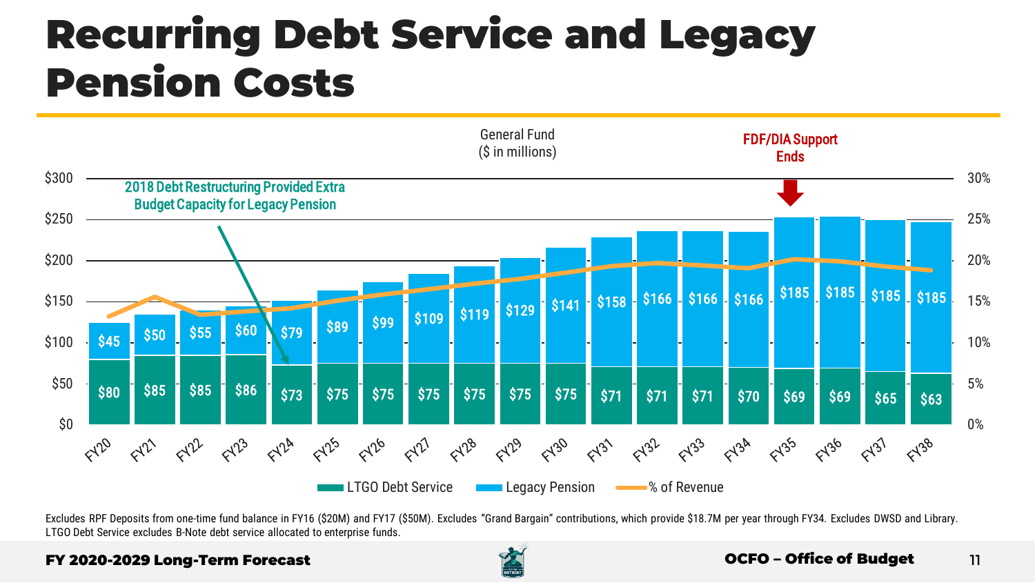# Recurring Debt Service and Legacy Pension Costs

General Fund
($ in millions)

2018 Debt Restructuring Provided Extra Budget Capacity for Legacy Pension

FDF/DIA Support Ends

| | FY20 | FY21 | FY22 | FY23 | FY24 | FY25 | FY26 | FY27 | FY28 | FY29 | FY30 | FY31 | FY32 | FY33 | FY34 | FY35 | FY36 | FY37 | FY38 |
|---|---|---|---|---|---|---|---|---|---|---|---|---|---|---|---|---|---|---|---|
| LTGO Debt Service | $80 | $85 | $85 | $86 | $73 | $75 | $75 | $75 | $75 | $75 | $75 | $71 | $71 | $71 | $70 | $69 | $69 | $65 | $63 |
| Legacy Pension | $45 | $50 | $55 | $60 | $79 | $89 | $99 | $109 | $119 | $129 | $141 | $158 | $166 | $166 | $166 | $185 | $185 | $185 | $185 |

Excludes RPF Deposits from one-time fund balance in FY16 ($20M) and FY17 ($50M). Excludes "Grand Bargain" contributions, which provide $18.7M per year through FY34. Excludes DWSD and Library. LTGO Debt Service excludes B-Note debt service allocated to enterprise funds.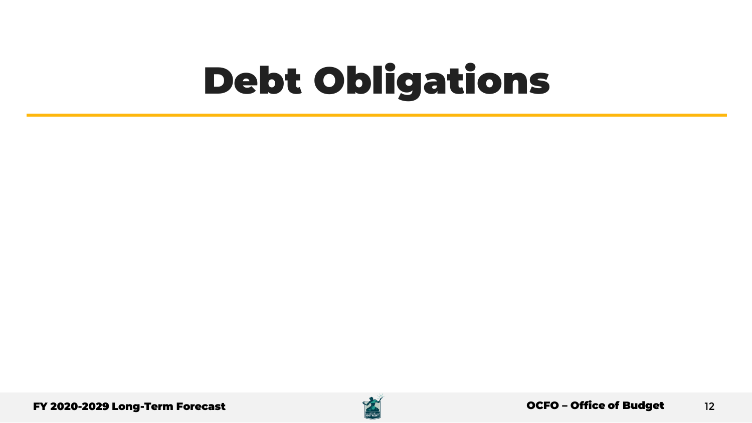# Debt Obligations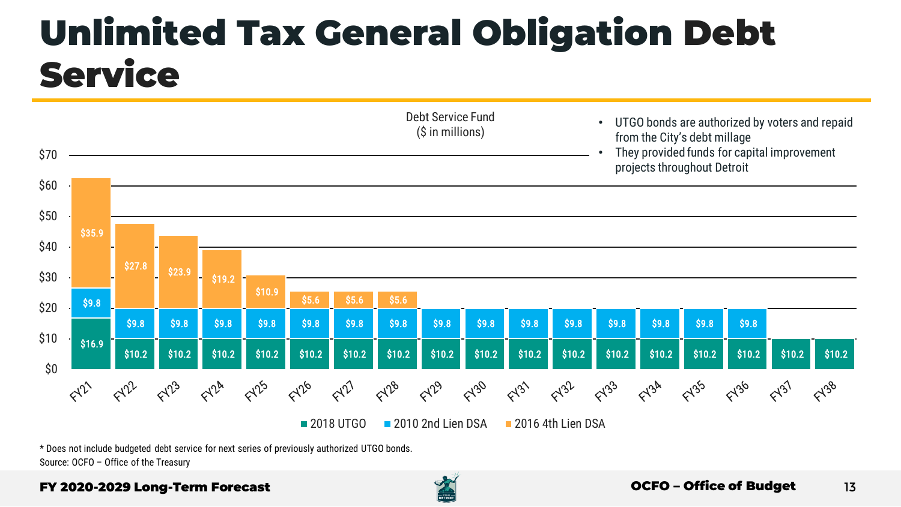# Unlimited Tax General Obligation Debt Service

Debt Service Fund
($ in millions)

| | FY21 | FY22 | FY23 | FY24 | FY25 | FY26 | FY27 | FY28 | FY29 | FY30 | FY31 | FY32 | FY33 | FY34 | FY35 | FY36 | FY37 | FY38 |
|---|---|---|---|---|---|---|---|---|---|---|---|---|---|---|---|---|---|---|
| 2018 UTGO | $16.9 | $10.2 | $10.2 | $10.2 | $10.2 | $10.2 | $10.2 | $10.2 | $10.2 | $10.2 | $10.2 | $10.2 | $10.2 | $10.2 | $10.2 | $10.2 | $10.2 | $10.2 |
| 2010 2nd Lien DSA | $9.8 | $9.8 | $9.8 | $9.8 | $9.8 | $9.8 | $9.8 | $9.8 | $9.8 | $9.8 | $9.8 | $9.8 | $9.8 | $9.8 | $9.8 | $9.8 | | |
| 2016 4th Lien DSA | $35.9 | $27.8 | $23.9 | $19.2 | $10.9 | $5.6 | $5.6 | $5.6 | | | | | | | | | | |

- UTGO bonds are authorized by voters and repaid from the City's debt millage
- They provided funds for capital improvement projects throughout Detroit

\* Does not include budgeted debt service for next series of previously authorized UTGO bonds.
Source: OCFO – Office of the Treasury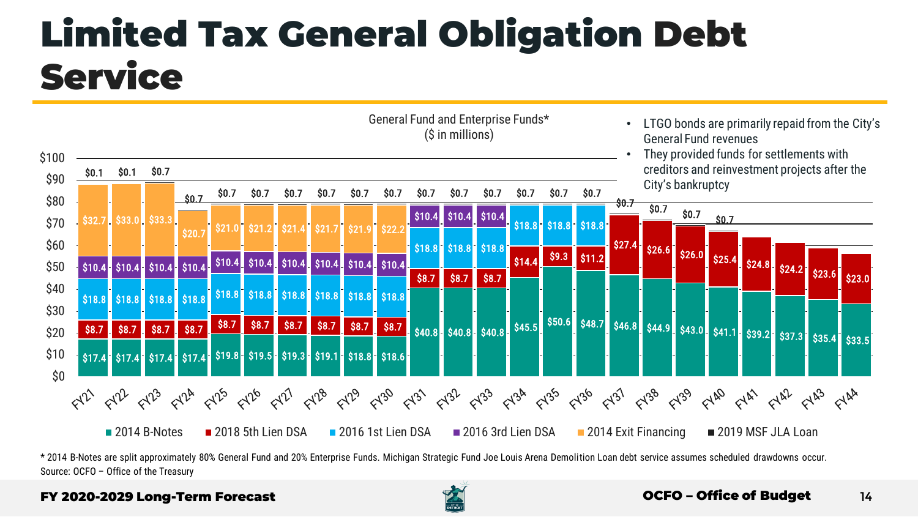# Limited Tax General Obligation Debt Service

General Fund and Enterprise Funds*
($ in millions)

| Fiscal Year | 2014 B-Notes | 2018 5th Lien DSA | 2016 1st Lien DSA | 2016 3rd Lien DSA | 2014 Exit Financing | 2019 MSF JLA Loan |
|---|---|---|---|---|---|---|
| FY21 | $17.4 | $8.7 | $18.8 | $10.4 | $32.7 | $0.1 |
| FY22 | $17.4 | $8.7 | $18.8 | $10.4 | $33.0 | $0.1 |
| FY23 | $17.4 | $8.7 | $18.8 | $10.4 | $33.3 | $0.7 |
| FY24 | $17.4 | $8.7 | $18.8 | $10.4 | $20.7 | $0.7 |
| FY25 | $19.8 | $8.7 | $18.8 | $10.4 | $21.0 | $0.7 |
| FY26 | $19.5 | $8.7 | $18.8 | $10.4 | $21.2 | $0.7 |
| FY27 | $19.3 | $8.7 | $18.8 | $10.4 | $21.4 | $0.7 |
| FY28 | $19.1 | $8.7 | $18.8 | $10.4 | $21.7 | $0.7 |
| FY29 | $18.8 | $8.7 | $18.8 | $10.4 | $21.9 | $0.7 |
| FY30 | $18.6 | $8.7 | $18.8 | $10.4 | $22.2 | $0.7 |
| FY31 | $40.8 | $8.7 | $18.8 | $10.4 | | $0.7 |
| FY32 | $40.8 | $8.7 | $18.8 | $10.4 | | $0.7 |
| FY33 | $40.8 | $8.7 | $18.8 | $10.4 | | $0.7 |
| FY34 | $45.5 | $14.4 | $18.8 | | | $0.7 |
| FY35 | $50.6 | $9.3 | $18.8 | | | $0.7 |
| FY36 | $48.7 | $11.2 | $18.8 | | | $0.7 |
| FY37 | $46.8 | $27.4 | | | | $0.7 |
| FY38 | $44.9 | $26.6 | | | | $0.7 |
| FY39 | $43.0 | $26.0 | | | | $0.7 |
| FY40 | $41.1 | $25.4 | | | | $0.7 |
| FY41 | $39.2 | $24.8 | | | | |
| FY42 | $37.3 | $24.2 | | | | |
| FY43 | $35.4 | $23.6 | | | | |
| FY44 | $33.5 | $23.0 | | | | |

- LTGO bonds are primarily repaid from the City's General Fund revenues
- They provided funds for settlements with creditors and reinvestment projects after the City's bankruptcy

\* 2014 B-Notes are split approximately 80% General Fund and 20% Enterprise Funds. Michigan Strategic Fund Joe Louis Arena Demolition Loan debt service assumes scheduled drawdowns occur.
Source: OCFO – Office of the Treasury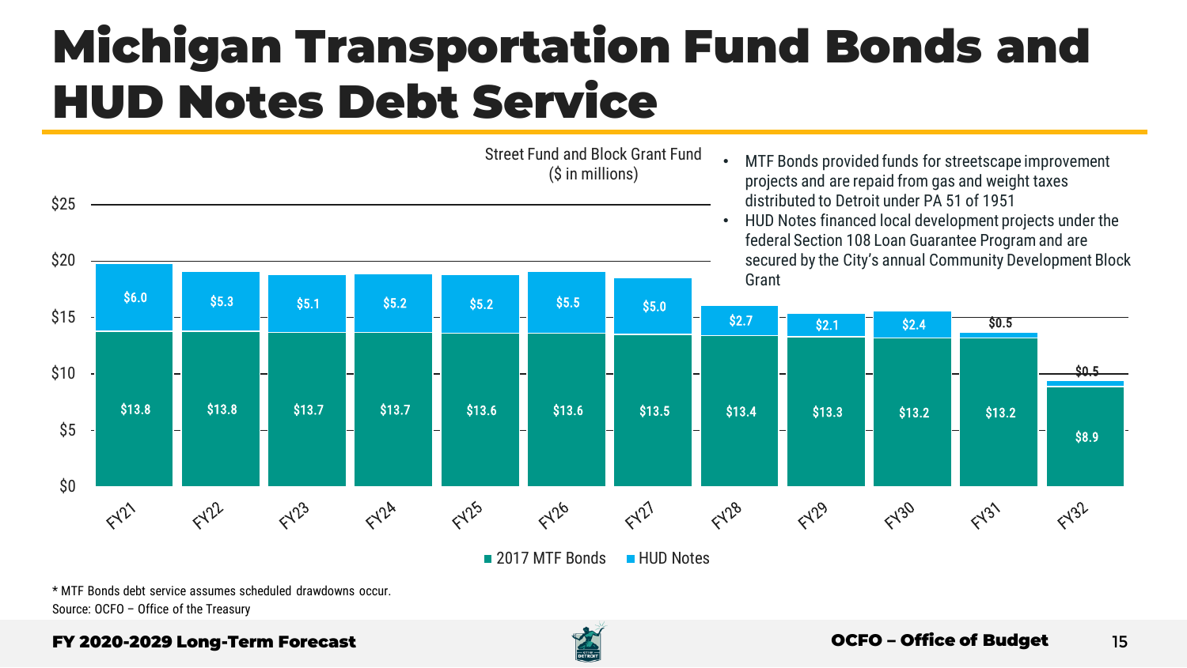# Michigan Transportation Fund Bonds and HUD Notes Debt Service

Street Fund and Block Grant Fund
($ in millions)

| | FY21 | FY22 | FY23 | FY24 | FY25 | FY26 | FY27 | FY28 | FY29 | FY30 | FY31 | FY32 |
|---|---|---|---|---|---|---|---|---|---|---|---|---|
| HUD Notes | $6.0 | $5.3 | $5.1 | $5.2 | $5.2 | $5.5 | $5.0 | $2.7 | $2.1 | $2.4 | $0.5 | $0.5 |
| 2017 MTF Bonds | $13.8 | $13.8 | $13.7 | $13.7 | $13.6 | $13.6 | $13.5 | $13.4 | $13.3 | $13.2 | $13.2 | $8.9 |

- MTF Bonds provided funds for streetscape improvement projects and are repaid from gas and weight taxes distributed to Detroit under PA 51 of 1951
- HUD Notes financed local development projects under the federal Section 108 Loan Guarantee Program and are secured by the City's annual Community Development Block Grant

* MTF Bonds debt service assumes scheduled drawdowns occur.

Source: OCFO – Office of the Treasury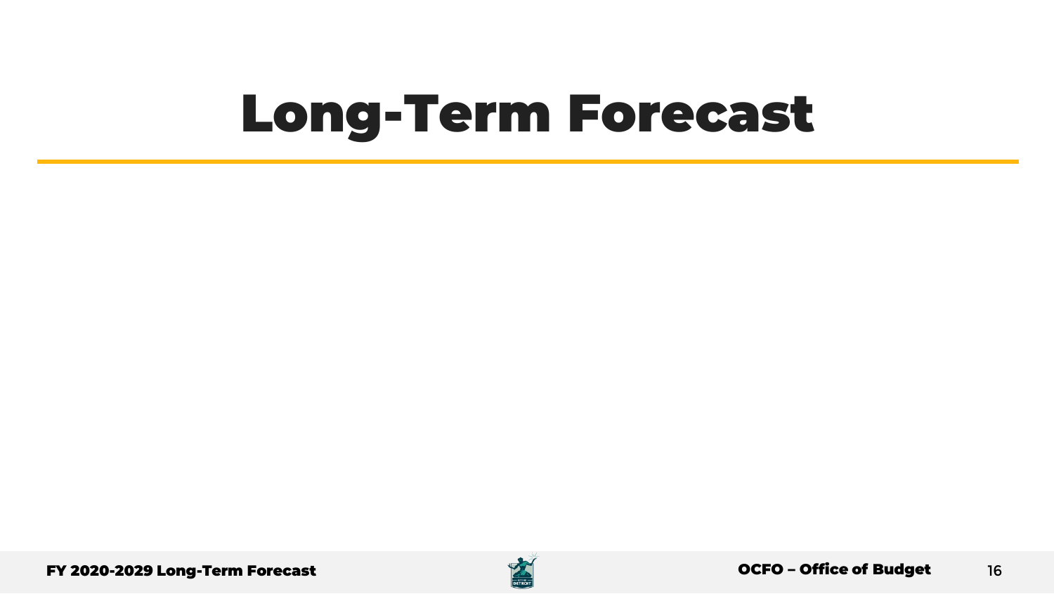# Long-Term Forecast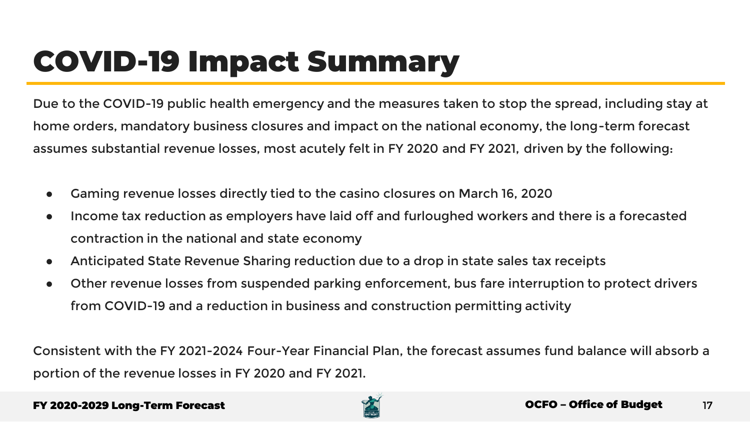# COVID-19 Impact Summary

Due to the COVID-19 public health emergency and the measures taken to stop the spread, including stay at home orders, mandatory business closures and impact on the national economy, the long-term forecast assumes substantial revenue losses, most acutely felt in FY 2020 and FY 2021, driven by the following:

- Gaming revenue losses directly tied to the casino closures on March 16, 2020
- Income tax reduction as employers have laid off and furloughed workers and there is a forecasted contraction in the national and state economy
- Anticipated State Revenue Sharing reduction due to a drop in state sales tax receipts
- Other revenue losses from suspended parking enforcement, bus fare interruption to protect drivers from COVID-19 and a reduction in business and construction permitting activity

Consistent with the FY 2021-2024 Four-Year Financial Plan, the forecast assumes fund balance will absorb a portion of the revenue losses in FY 2020 and FY 2021.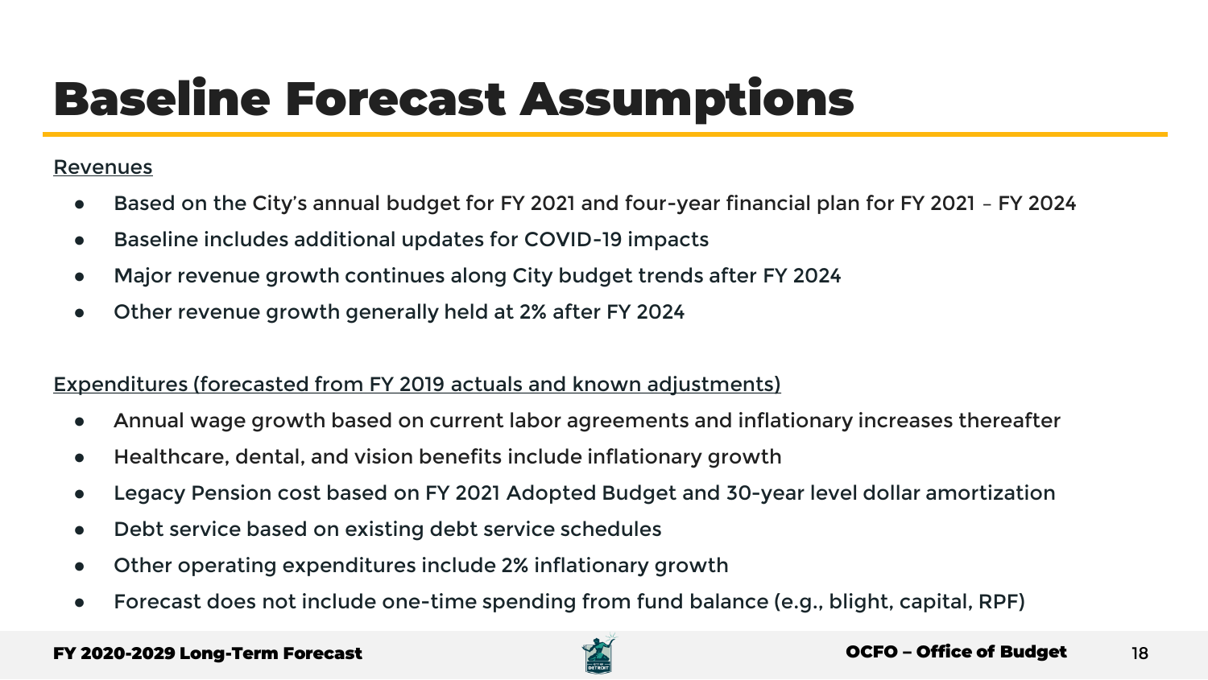# Baseline Forecast Assumptions

Revenues

- Based on the City's annual budget for FY 2021 and four-year financial plan for FY 2021 – FY 2024
- Baseline includes additional updates for COVID-19 impacts
- Major revenue growth continues along City budget trends after FY 2024
- Other revenue growth generally held at 2% after FY 2024

Expenditures (forecasted from FY 2019 actuals and known adjustments)

- Annual wage growth based on current labor agreements and inflationary increases thereafter
- Healthcare, dental, and vision benefits include inflationary growth
- Legacy Pension cost based on FY 2021 Adopted Budget and 30-year level dollar amortization
- Debt service based on existing debt service schedules
- Other operating expenditures include 2% inflationary growth
- Forecast does not include one-time spending from fund balance (e.g., blight, capital, RPF)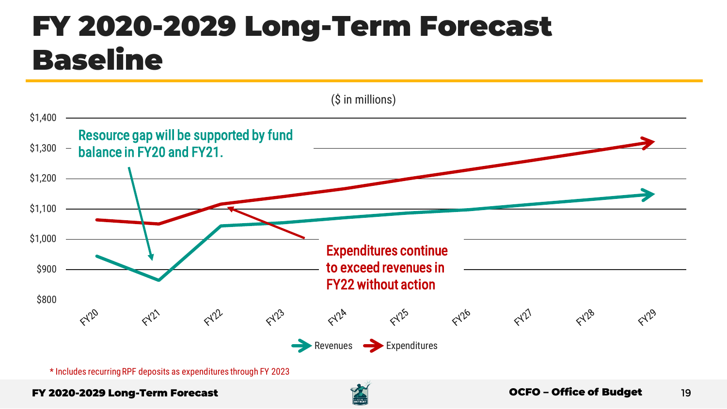# FY 2020-2029 Long-Term Forecast Baseline

($ in millions)

Resource gap will be supported by fund balance in FY20 and FY21.

Expenditures continue to exceed revenues in FY22 without action

$1,400
$1,300
$1,200
$1,100
$1,000
$900
$800

FY20 FY21 FY22 FY23 FY24 FY25 FY26 FY27 FY28 FY29

Revenues Expenditures

* Includes recurring RPF deposits as expenditures through FY 2023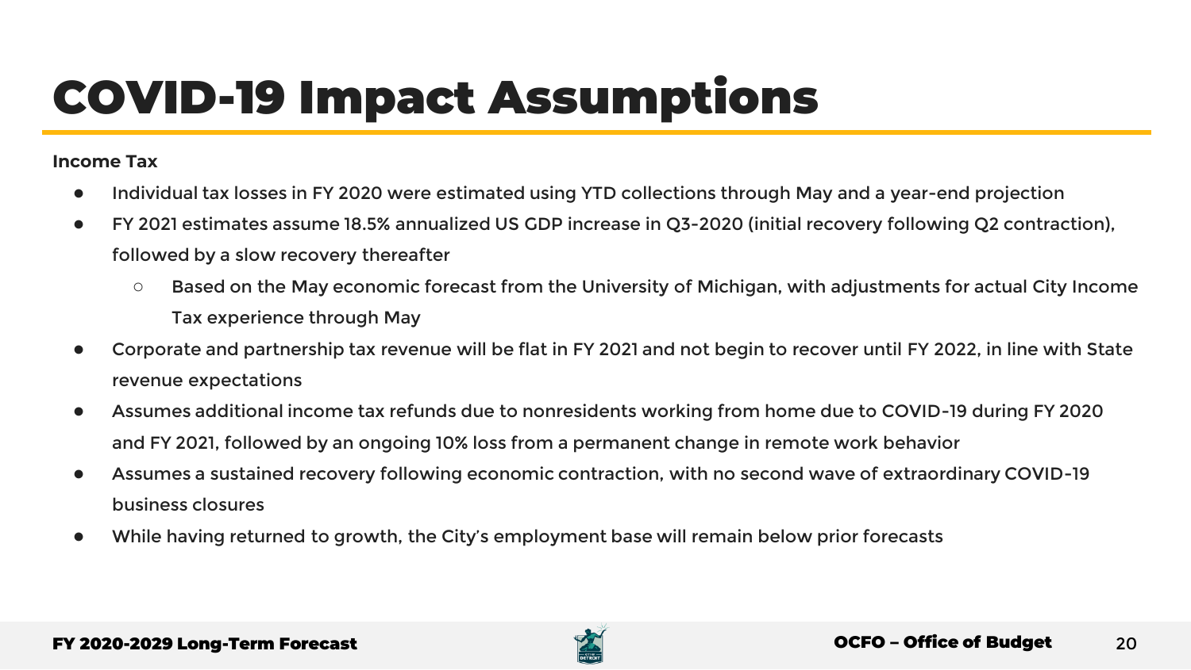# COVID-19 Impact Assumptions

**Income Tax**

- Individual tax losses in FY 2020 were estimated using YTD collections through May and a year-end projection
- FY 2021 estimates assume 18.5% annualized US GDP increase in Q3-2020 (initial recovery following Q2 contraction), followed by a slow recovery thereafter
  - Based on the May economic forecast from the University of Michigan, with adjustments for actual City Income Tax experience through May
- Corporate and partnership tax revenue will be flat in FY 2021 and not begin to recover until FY 2022, in line with State revenue expectations
- Assumes additional income tax refunds due to nonresidents working from home due to COVID-19 during FY 2020 and FY 2021, followed by an ongoing 10% loss from a permanent change in remote work behavior
- Assumes a sustained recovery following economic contraction, with no second wave of extraordinary COVID-19 business closures
- While having returned to growth, the City's employment base will remain below prior forecasts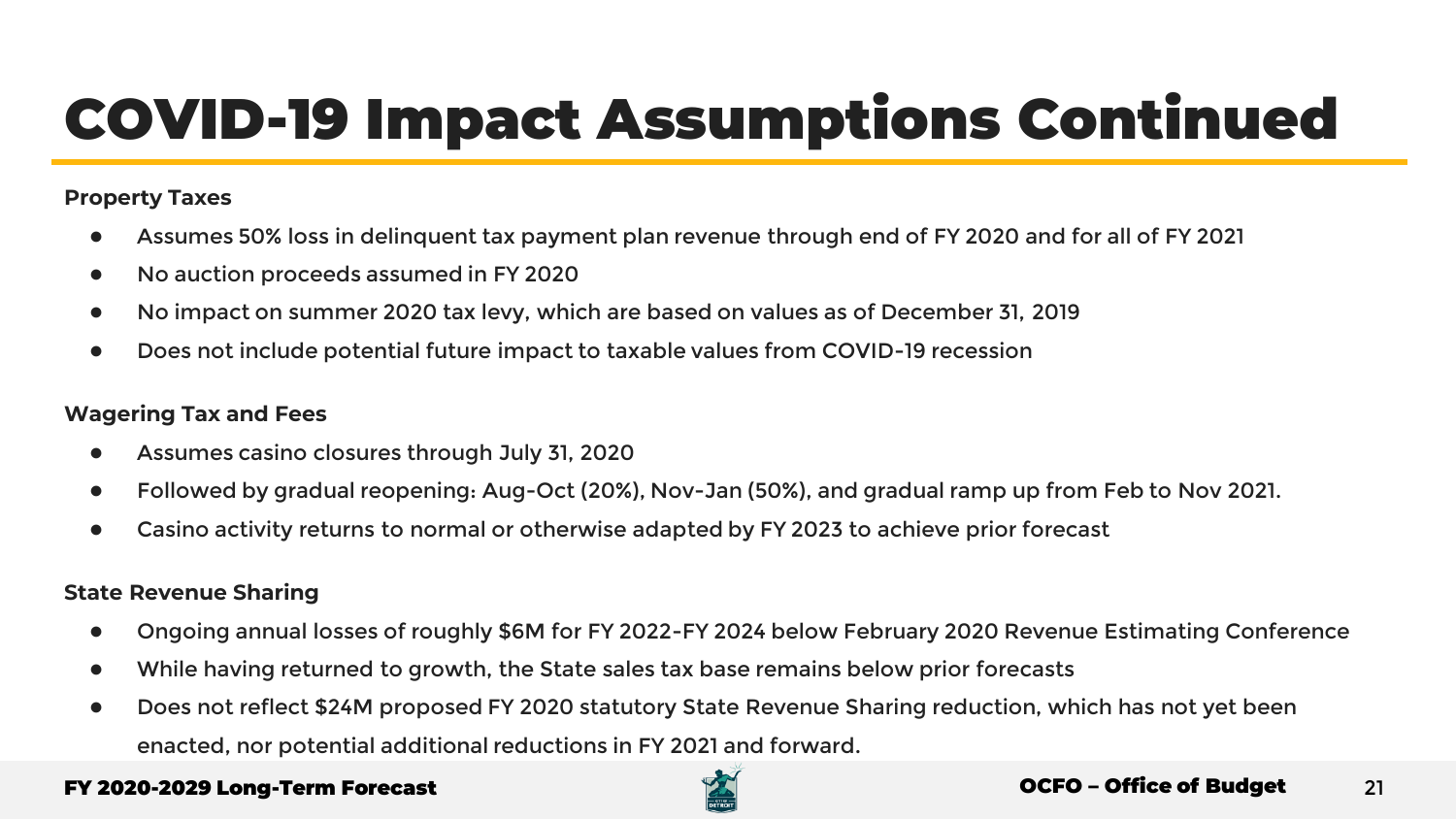# COVID-19 Impact Assumptions Continued

**Property Taxes**

- Assumes 50% loss in delinquent tax payment plan revenue through end of FY 2020 and for all of FY 2021
- No auction proceeds assumed in FY 2020
- No impact on summer 2020 tax levy, which are based on values as of December 31, 2019
- Does not include potential future impact to taxable values from COVID-19 recession

**Wagering Tax and Fees**

- Assumes casino closures through July 31, 2020
- Followed by gradual reopening: Aug-Oct (20%), Nov-Jan (50%), and gradual ramp up from Feb to Nov 2021.
- Casino activity returns to normal or otherwise adapted by FY 2023 to achieve prior forecast

**State Revenue Sharing**

- Ongoing annual losses of roughly $6M for FY 2022-FY 2024 below February 2020 Revenue Estimating Conference
- While having returned to growth, the State sales tax base remains below prior forecasts
- Does not reflect $24M proposed FY 2020 statutory State Revenue Sharing reduction, which has not yet been enacted, nor potential additional reductions in FY 2021 and forward.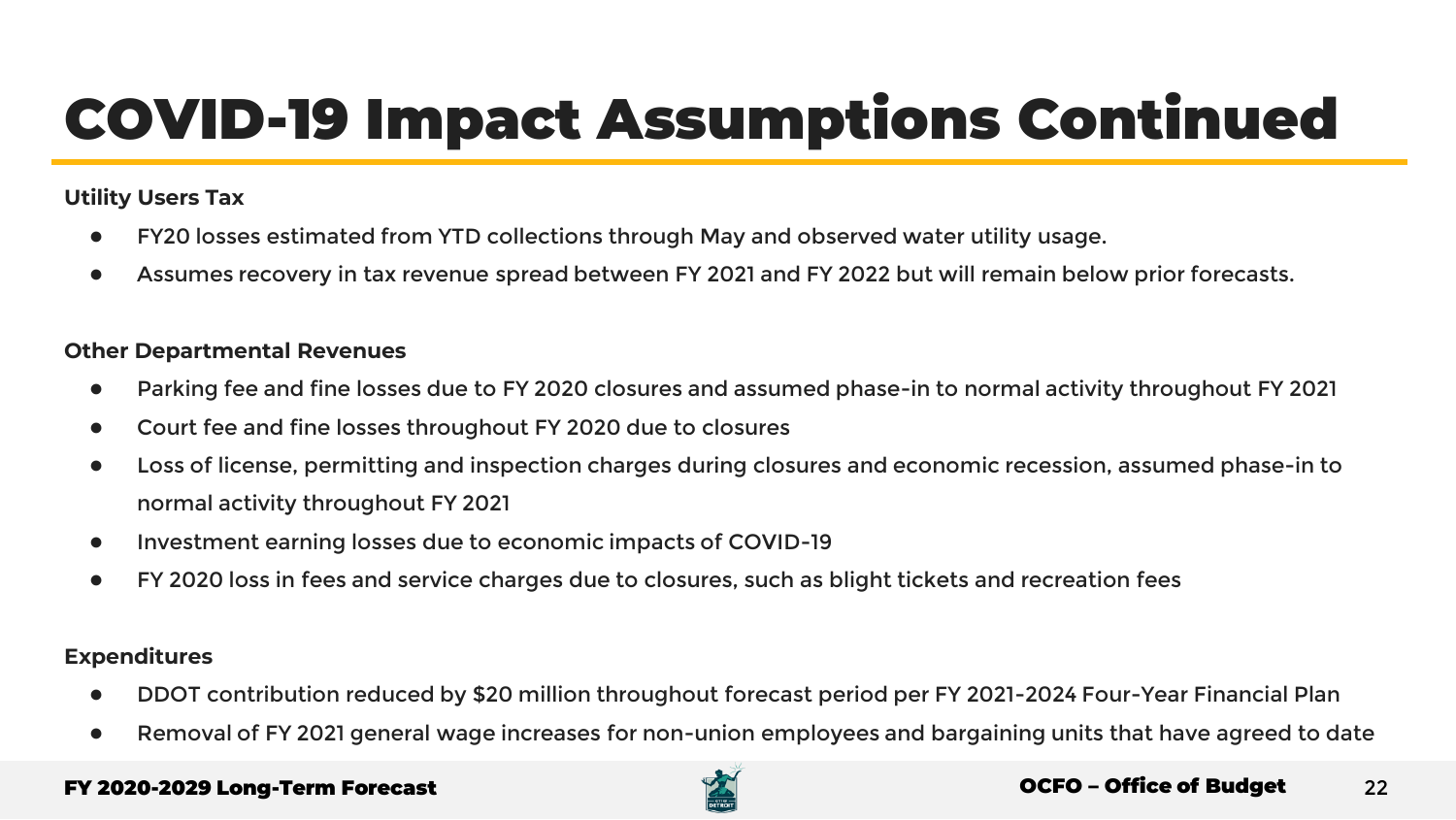# COVID-19 Impact Assumptions Continued

**Utility Users Tax**

- FY20 losses estimated from YTD collections through May and observed water utility usage.
- Assumes recovery in tax revenue spread between FY 2021 and FY 2022 but will remain below prior forecasts.

**Other Departmental Revenues**

- Parking fee and fine losses due to FY 2020 closures and assumed phase-in to normal activity throughout FY 2021
- Court fee and fine losses throughout FY 2020 due to closures
- Loss of license, permitting and inspection charges during closures and economic recession, assumed phase-in to normal activity throughout FY 2021
- Investment earning losses due to economic impacts of COVID-19
- FY 2020 loss in fees and service charges due to closures, such as blight tickets and recreation fees

**Expenditures**

- DDOT contribution reduced by $20 million throughout forecast period per FY 2021-2024 Four-Year Financial Plan
- Removal of FY 2021 general wage increases for non-union employees and bargaining units that have agreed to date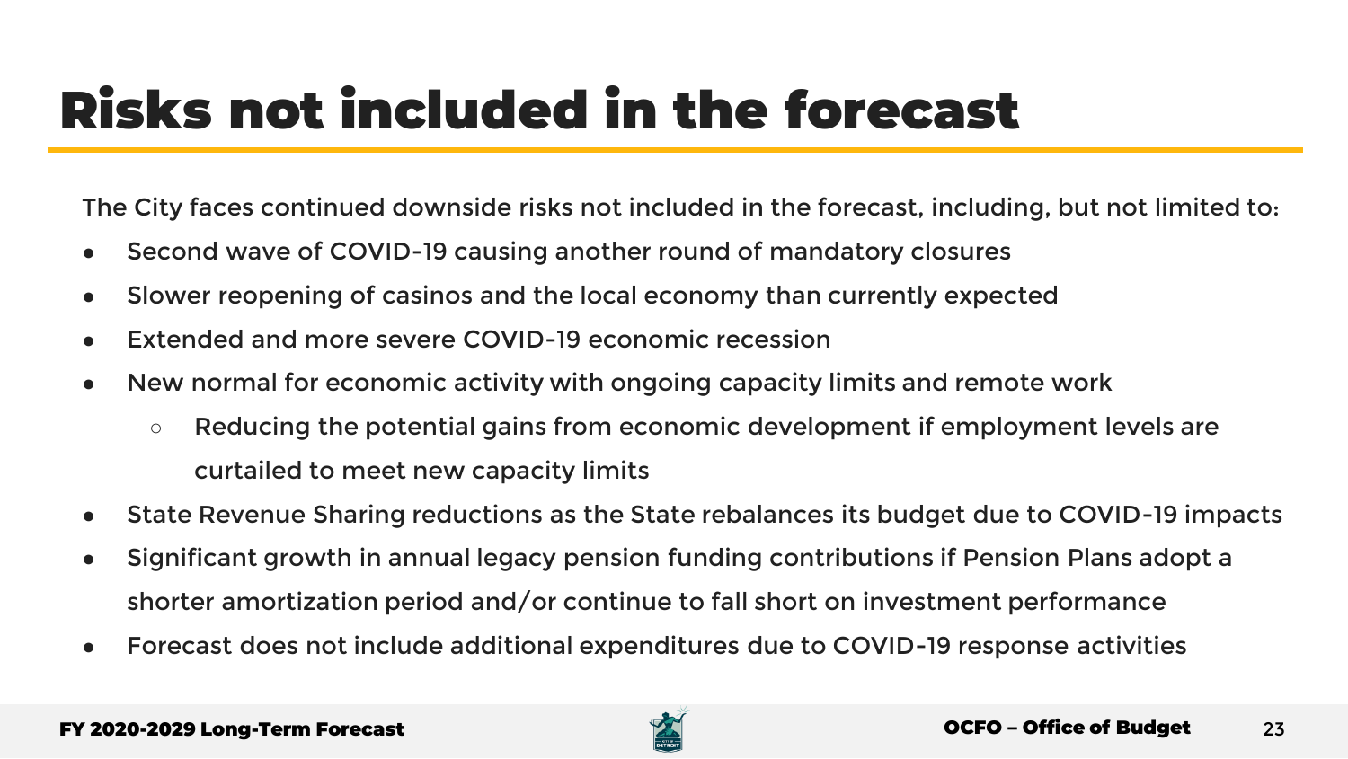# Risks not included in the forecast

The City faces continued downside risks not included in the forecast, including, but not limited to:

- Second wave of COVID-19 causing another round of mandatory closures
- Slower reopening of casinos and the local economy than currently expected
- Extended and more severe COVID-19 economic recession
- New normal for economic activity with ongoing capacity limits and remote work
  - Reducing the potential gains from economic development if employment levels are curtailed to meet new capacity limits
- State Revenue Sharing reductions as the State rebalances its budget due to COVID-19 impacts
- Significant growth in annual legacy pension funding contributions if Pension Plans adopt a shorter amortization period and/or continue to fall short on investment performance
- Forecast does not include additional expenditures due to COVID-19 response activities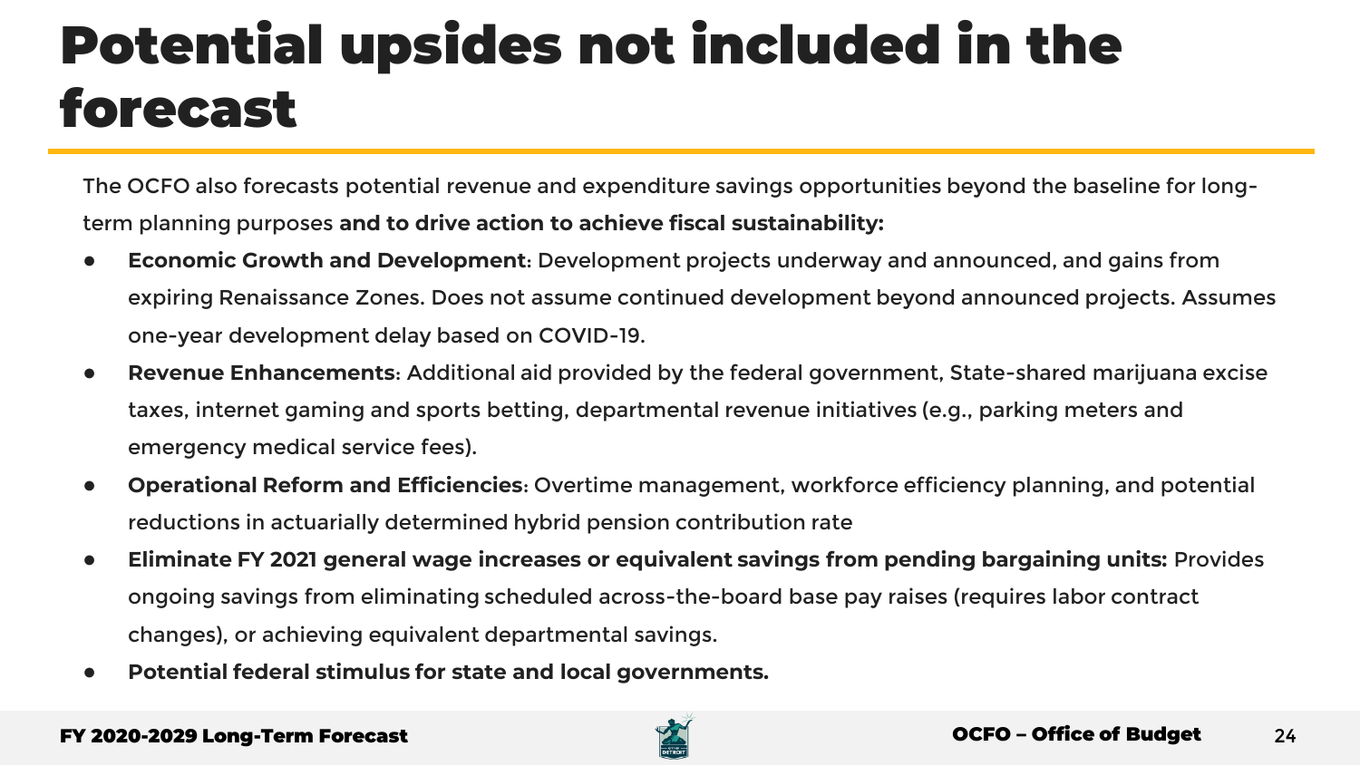# Potential upsides not included in the forecast

The OCFO also forecasts potential revenue and expenditure savings opportunities beyond the baseline for long-term planning purposes **and to drive action to achieve fiscal sustainability:**

- **Economic Growth and Development**: Development projects underway and announced, and gains from expiring Renaissance Zones. Does not assume continued development beyond announced projects. Assumes one-year development delay based on COVID-19.
- **Revenue Enhancements**: Additional aid provided by the federal government, State-shared marijuana excise taxes, internet gaming and sports betting, departmental revenue initiatives (e.g., parking meters and emergency medical service fees).
- **Operational Reform and Efficiencies**: Overtime management, workforce efficiency planning, and potential reductions in actuarially determined hybrid pension contribution rate
- **Eliminate FY 2021 general wage increases or equivalent savings from pending bargaining units:** Provides ongoing savings from eliminating scheduled across-the-board base pay raises (requires labor contract changes), or achieving equivalent departmental savings.
- **Potential federal stimulus for state and local governments.**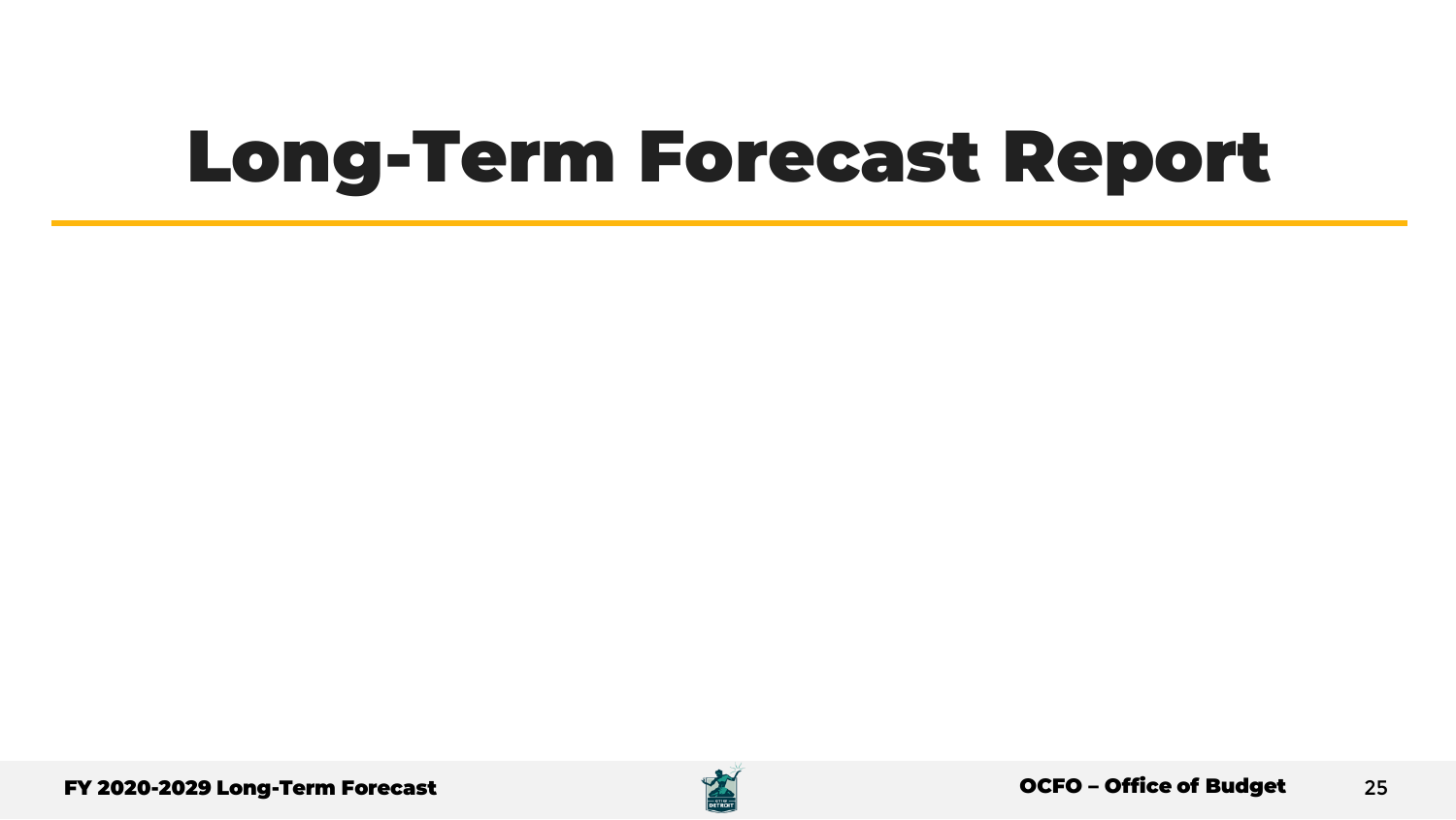# Long-Term Forecast Report